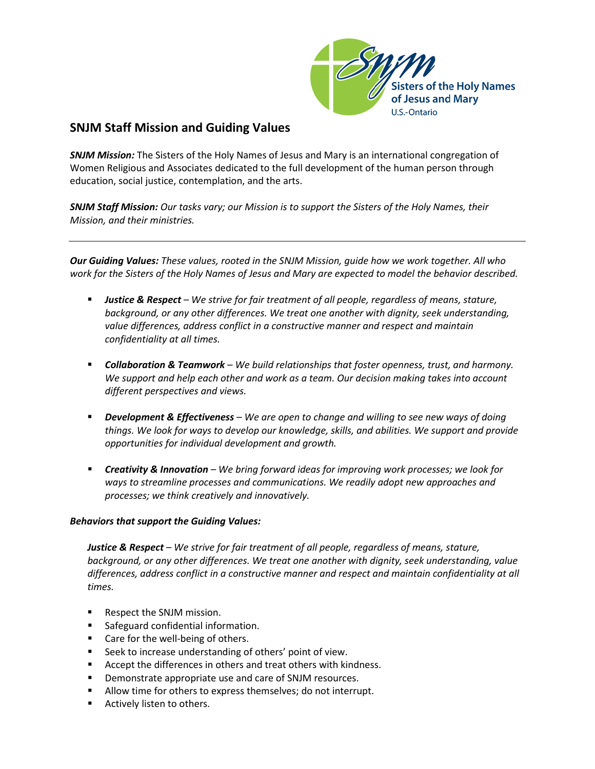Sisters of the Holy Names of Jesus and Mary
U.S.-Ontario

## SNJM Staff Mission and Guiding Values

***SNJM Mission:*** The Sisters of the Holy Names of Jesus and Mary is an international congregation of Women Religious and Associates dedicated to the full development of the human person through education, social justice, contemplation, and the arts.

***SNJM Staff Mission:*** *Our tasks vary; our Mission is to support the Sisters of the Holy Names, their Mission, and their ministries.*

---

***Our Guiding Values:*** *These values, rooted in the SNJM Mission, guide how we work together. All who work for the Sisters of the Holy Names of Jesus and Mary are expected to model the behavior described.*

- ***Justice & Respect*** *– We strive for fair treatment of all people, regardless of means, stature, background, or any other differences. We treat one another with dignity, seek understanding, value differences, address conflict in a constructive manner and respect and maintain confidentiality at all times.*

- ***Collaboration & Teamwork*** *– We build relationships that foster openness, trust, and harmony. We support and help each other and work as a team. Our decision making takes into account different perspectives and views.*

- ***Development & Effectiveness*** *– We are open to change and willing to see new ways of doing things. We look for ways to develop our knowledge, skills, and abilities. We support and provide opportunities for individual development and growth.*

- ***Creativity & Innovation*** *– We bring forward ideas for improving work processes; we look for ways to streamline processes and communications. We readily adopt new approaches and processes; we think creatively and innovatively.*

***Behaviors that support the Guiding Values:***

***Justice & Respect*** *– We strive for fair treatment of all people, regardless of means, stature, background, or any other differences. We treat one another with dignity, seek understanding, value differences, address conflict in a constructive manner and respect and maintain confidentiality at all times.*

- Respect the SNJM mission.
- Safeguard confidential information.
- Care for the well-being of others.
- Seek to increase understanding of others' point of view.
- Accept the differences in others and treat others with kindness.
- Demonstrate appropriate use and care of SNJM resources.
- Allow time for others to express themselves; do not interrupt.
- Actively listen to others.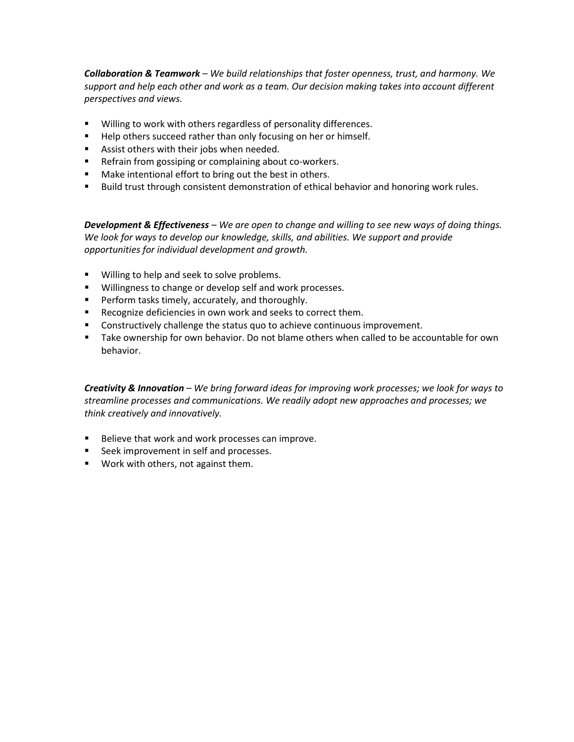***Collaboration & Teamwork*** – *We build relationships that foster openness, trust, and harmony. We support and help each other and work as a team. Our decision making takes into account different perspectives and views.*

- Willing to work with others regardless of personality differences.
- Help others succeed rather than only focusing on her or himself.
- Assist others with their jobs when needed.
- Refrain from gossiping or complaining about co-workers.
- Make intentional effort to bring out the best in others.
- Build trust through consistent demonstration of ethical behavior and honoring work rules.

***Development & Effectiveness*** – *We are open to change and willing to see new ways of doing things. We look for ways to develop our knowledge, skills, and abilities. We support and provide opportunities for individual development and growth.*

- Willing to help and seek to solve problems.
- Willingness to change or develop self and work processes.
- Perform tasks timely, accurately, and thoroughly.
- Recognize deficiencies in own work and seeks to correct them.
- Constructively challenge the status quo to achieve continuous improvement.
- Take ownership for own behavior. Do not blame others when called to be accountable for own behavior.

***Creativity & Innovation*** – *We bring forward ideas for improving work processes; we look for ways to streamline processes and communications. We readily adopt new approaches and processes; we think creatively and innovatively.*

- Believe that work and work processes can improve.
- Seek improvement in self and processes.
- Work with others, not against them.